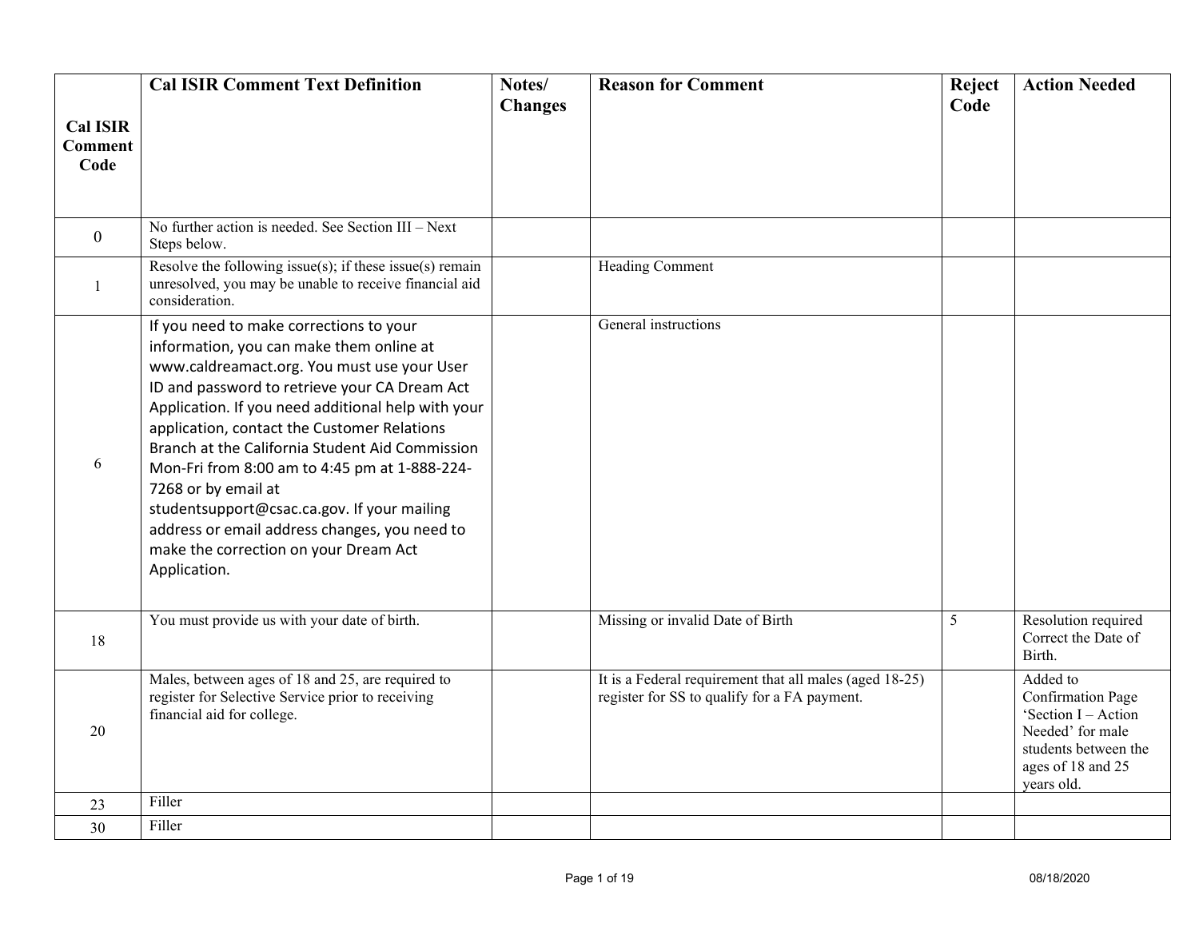| Cal ISIR Comment Code | Cal ISIR Comment Text Definition | Notes/ Changes | Reason for Comment | Reject Code | Action Needed |
|---|---|---|---|---|---|
| 0 | No further action is needed. See Section III – Next Steps below. | | | | |
| 1 | Resolve the following issue(s); if these issue(s) remain unresolved, you may be unable to receive financial aid consideration. | | Heading Comment | | |
| 6 | If you need to make corrections to your information, you can make them online at www.caldreamact.org. You must use your User ID and password to retrieve your CA Dream Act Application. If you need additional help with your application, contact the Customer Relations Branch at the California Student Aid Commission Mon-Fri from 8:00 am to 4:45 pm at 1-888-224-7268 or by email at studentsupport@csac.ca.gov. If your mailing address or email address changes, you need to make the correction on your Dream Act Application. | | General instructions | | |
| 18 | You must provide us with your date of birth. | | Missing or invalid Date of Birth | 5 | Resolution required Correct the Date of Birth. |
| 20 | Males, between ages of 18 and 25, are required to register for Selective Service prior to receiving financial aid for college. | | It is a Federal requirement that all males (aged 18-25) register for SS to qualify for a FA payment. | | Added to Confirmation Page 'Section I – Action Needed' for male students between the ages of 18 and 25 years old. |
| 23 | Filler | | | | |
| 30 | Filler | | | | |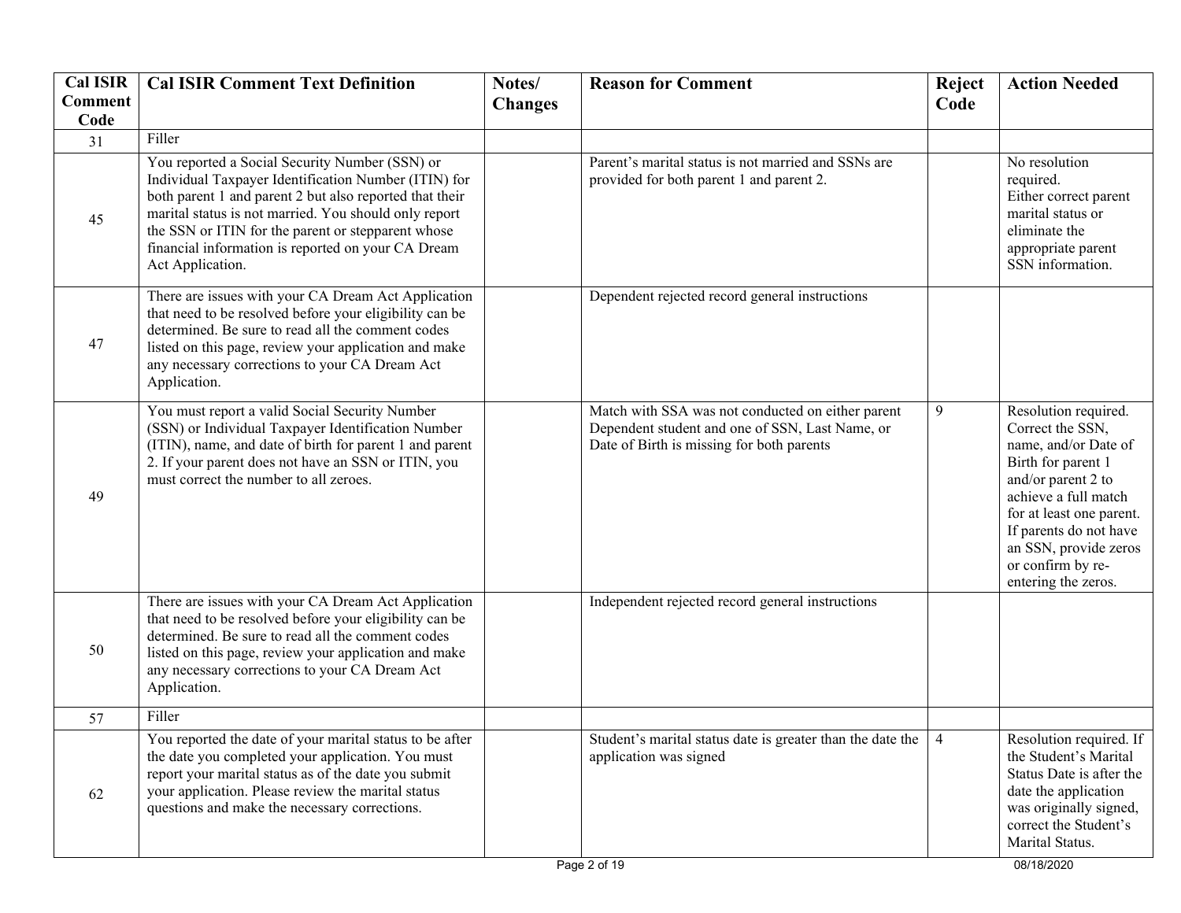| Cal ISIR Comment Code | Cal ISIR Comment Text Definition | Notes/ Changes | Reason for Comment | Reject Code | Action Needed |
|---|---|---|---|---|---|
| 31 | Filler | | | | |
| 45 | You reported a Social Security Number (SSN) or Individual Taxpayer Identification Number (ITIN) for both parent 1 and parent 2 but also reported that their marital status is not married. You should only report the SSN or ITIN for the parent or stepparent whose financial information is reported on your CA Dream Act Application. | | Parent's marital status is not married and SSNs are provided for both parent 1 and parent 2. | | No resolution required. Either correct parent marital status or eliminate the appropriate parent SSN information. |
| 47 | There are issues with your CA Dream Act Application that need to be resolved before your eligibility can be determined. Be sure to read all the comment codes listed on this page, review your application and make any necessary corrections to your CA Dream Act Application. | | Dependent rejected record general instructions | | |
| 49 | You must report a valid Social Security Number (SSN) or Individual Taxpayer Identification Number (ITIN), name, and date of birth for parent 1 and parent 2. If your parent does not have an SSN or ITIN, you must correct the number to all zeroes. | | Match with SSA was not conducted on either parent Dependent student and one of SSN, Last Name, or Date of Birth is missing for both parents | 9 | Resolution required. Correct the SSN, name, and/or Date of Birth for parent 1 and/or parent 2 to achieve a full match for at least one parent. If parents do not have an SSN, provide zeros or confirm by re-entering the zeros. |
| 50 | There are issues with your CA Dream Act Application that need to be resolved before your eligibility can be determined. Be sure to read all the comment codes listed on this page, review your application and make any necessary corrections to your CA Dream Act Application. | | Independent rejected record general instructions | | |
| 57 | Filler | | | | |
| 62 | You reported the date of your marital status to be after the date you completed your application. You must report your marital status as of the date you submit your application. Please review the marital status questions and make the necessary corrections. | | Student's marital status date is greater than the date the application was signed | 4 | Resolution required. If the Student's Marital Status Date is after the date the application was originally signed, correct the Student's Marital Status. |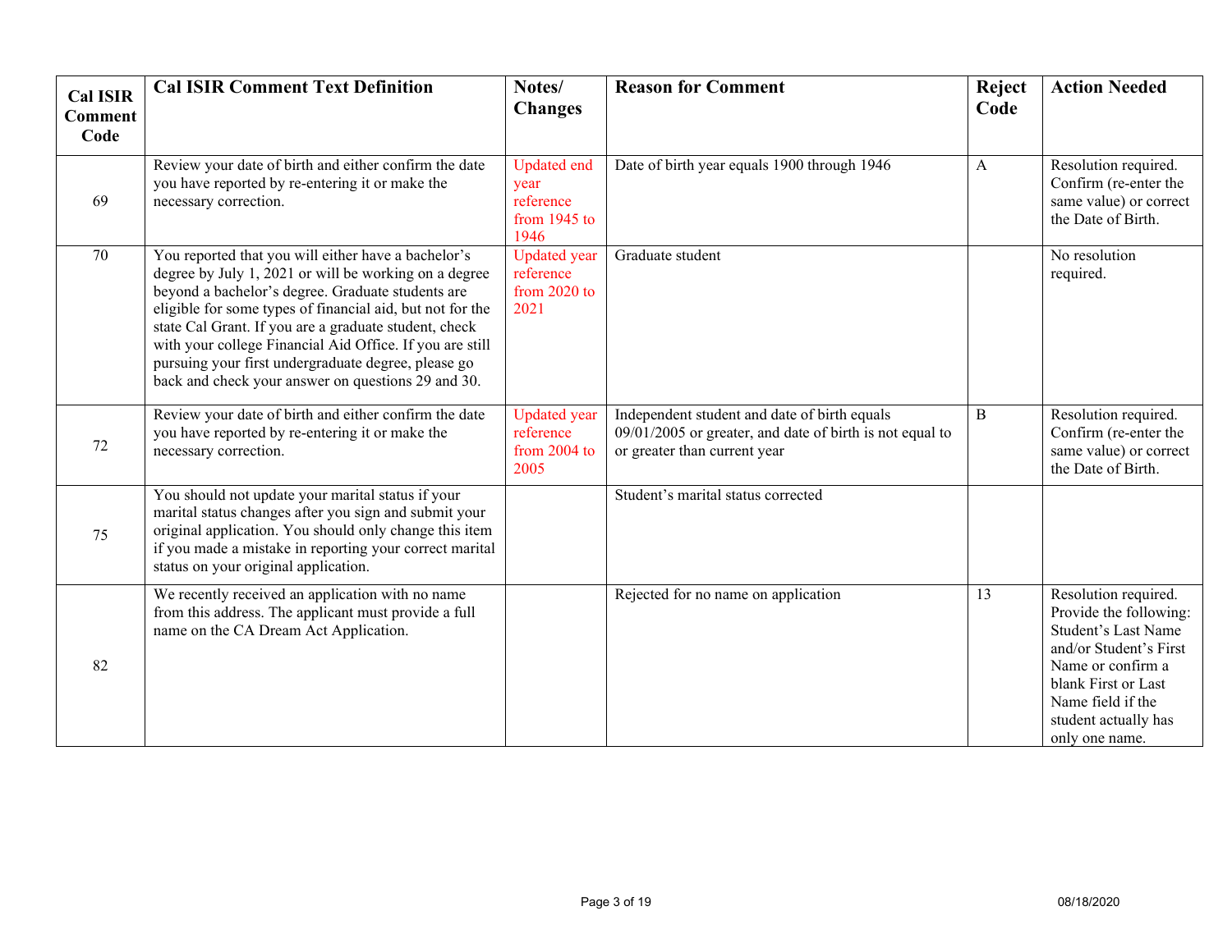| Cal ISIR Comment Code | Cal ISIR Comment Text Definition | Notes/ Changes | Reason for Comment | Reject Code | Action Needed |
|---|---|---|---|---|---|
| 69 | Review your date of birth and either confirm the date you have reported by re-entering it or make the necessary correction. | Updated end year reference from 1945 to 1946 | Date of birth year equals 1900 through 1946 | A | Resolution required. Confirm (re-enter the same value) or correct the Date of Birth. |
| 70 | You reported that you will either have a bachelor's degree by July 1, 2021 or will be working on a degree beyond a bachelor's degree. Graduate students are eligible for some types of financial aid, but not for the state Cal Grant. If you are a graduate student, check with your college Financial Aid Office. If you are still pursuing your first undergraduate degree, please go back and check your answer on questions 29 and 30. | Updated year reference from 2020 to 2021 | Graduate student | | No resolution required. |
| 72 | Review your date of birth and either confirm the date you have reported by re-entering it or make the necessary correction. | Updated year reference from 2004 to 2005 | Independent student and date of birth equals 09/01/2005 or greater, and date of birth is not equal to or greater than current year | B | Resolution required. Confirm (re-enter the same value) or correct the Date of Birth. |
| 75 | You should not update your marital status if your marital status changes after you sign and submit your original application. You should only change this item if you made a mistake in reporting your correct marital status on your original application. | | Student's marital status corrected | | |
| 82 | We recently received an application with no name from this address. The applicant must provide a full name on the CA Dream Act Application. | | Rejected for no name on application | 13 | Resolution required. Provide the following: Student's Last Name and/or Student's First Name or confirm a blank First or Last Name field if the student actually has only one name. |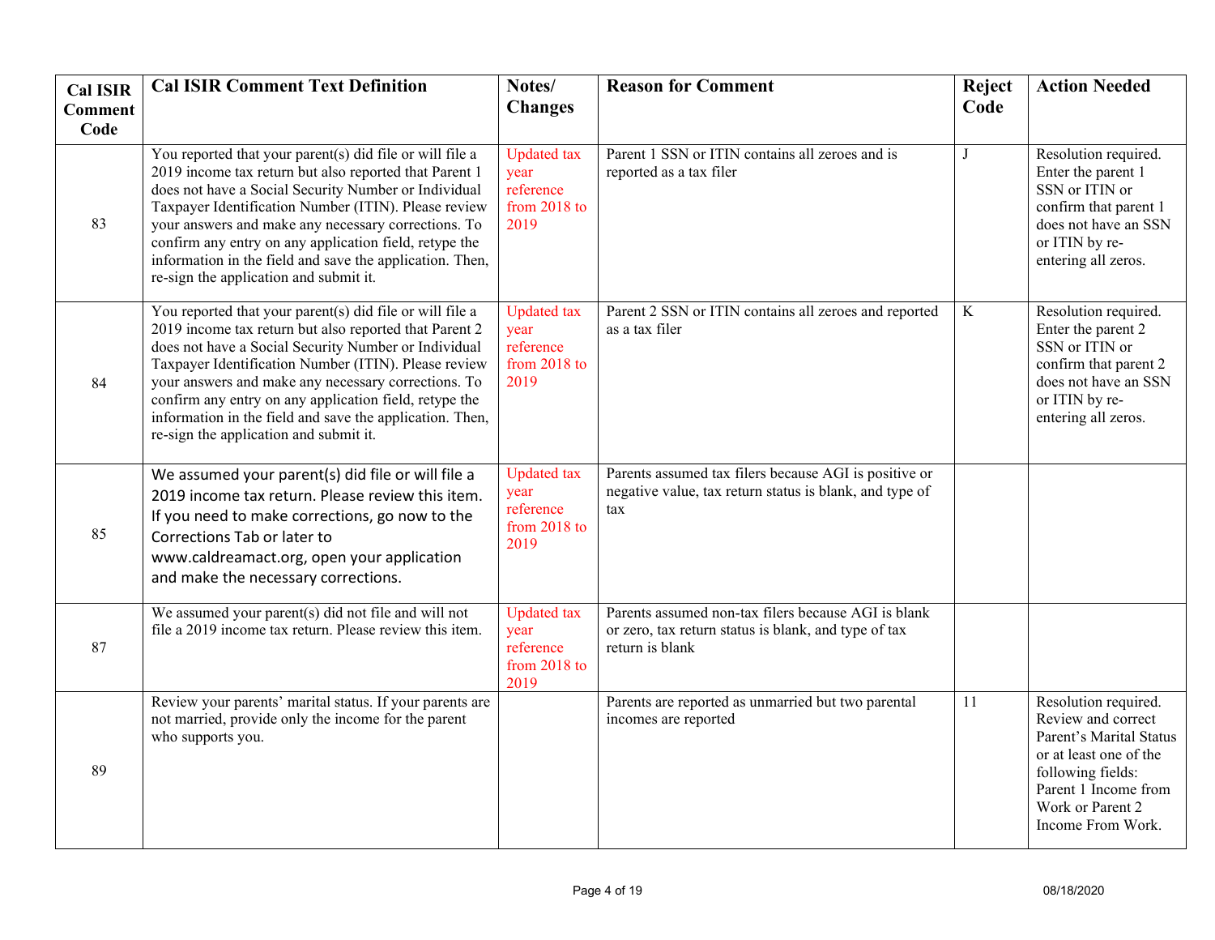| Cal ISIR Comment Code | Cal ISIR Comment Text Definition | Notes/ Changes | Reason for Comment | Reject Code | Action Needed |
|---|---|---|---|---|---|
| 83 | You reported that your parent(s) did file or will file a 2019 income tax return but also reported that Parent 1 does not have a Social Security Number or Individual Taxpayer Identification Number (ITIN). Please review your answers and make any necessary corrections. To confirm any entry on any application field, retype the information in the field and save the application. Then, re-sign the application and submit it. | Updated tax year reference from 2018 to 2019 | Parent 1 SSN or ITIN contains all zeroes and is reported as a tax filer | J | Resolution required. Enter the parent 1 SSN or ITIN or confirm that parent 1 does not have an SSN or ITIN by re-entering all zeros. |
| 84 | You reported that your parent(s) did file or will file a 2019 income tax return but also reported that Parent 2 does not have a Social Security Number or Individual Taxpayer Identification Number (ITIN). Please review your answers and make any necessary corrections. To confirm any entry on any application field, retype the information in the field and save the application. Then, re-sign the application and submit it. | Updated tax year reference from 2018 to 2019 | Parent 2 SSN or ITIN contains all zeroes and reported as a tax filer | K | Resolution required. Enter the parent 2 SSN or ITIN or confirm that parent 2 does not have an SSN or ITIN by re-entering all zeros. |
| 85 | We assumed your parent(s) did file or will file a 2019 income tax return. Please review this item. If you need to make corrections, go now to the Corrections Tab or later to www.caldreamact.org, open your application and make the necessary corrections. | Updated tax year reference from 2018 to 2019 | Parents assumed tax filers because AGI is positive or negative value, tax return status is blank, and type of tax | | |
| 87 | We assumed your parent(s) did not file and will not file a 2019 income tax return. Please review this item. | Updated tax year reference from 2018 to 2019 | Parents assumed non-tax filers because AGI is blank or zero, tax return status is blank, and type of tax return is blank | | |
| 89 | Review your parents' marital status. If your parents are not married, provide only the income for the parent who supports you. | | Parents are reported as unmarried but two parental incomes are reported | 11 | Resolution required. Review and correct Parent's Marital Status or at least one of the following fields: Parent 1 Income from Work or Parent 2 Income From Work. |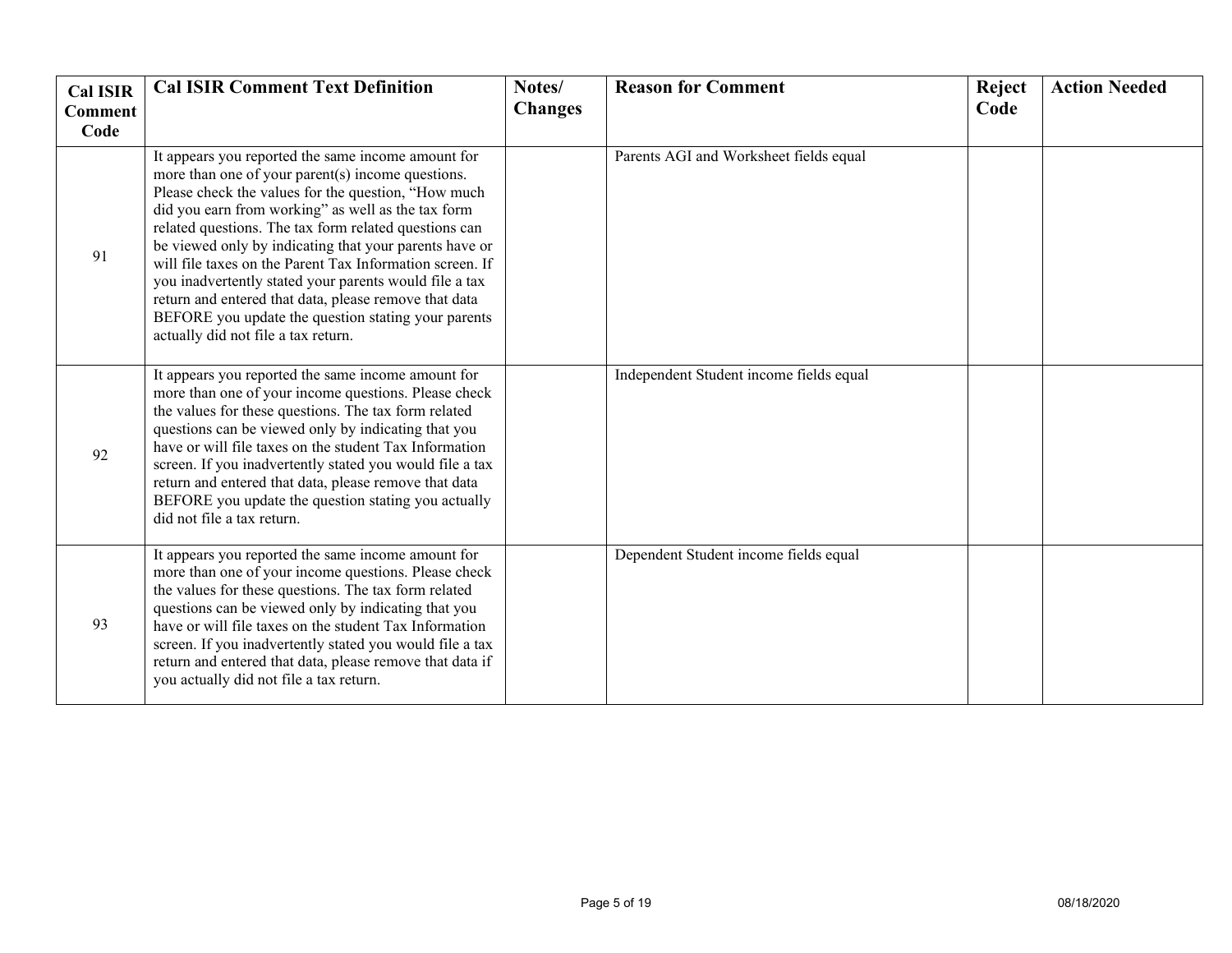| Cal ISIR Comment Code | Cal ISIR Comment Text Definition | Notes/ Changes | Reason for Comment | Reject Code | Action Needed |
|---|---|---|---|---|---|
| 91 | It appears you reported the same income amount for more than one of your parent(s) income questions. Please check the values for the question, "How much did you earn from working" as well as the tax form related questions. The tax form related questions can be viewed only by indicating that your parents have or will file taxes on the Parent Tax Information screen. If you inadvertently stated your parents would file a tax return and entered that data, please remove that data BEFORE you update the question stating your parents actually did not file a tax return. | | Parents AGI and Worksheet fields equal | | |
| 92 | It appears you reported the same income amount for more than one of your income questions. Please check the values for these questions. The tax form related questions can be viewed only by indicating that you have or will file taxes on the student Tax Information screen. If you inadvertently stated you would file a tax return and entered that data, please remove that data BEFORE you update the question stating you actually did not file a tax return. | | Independent Student income fields equal | | |
| 93 | It appears you reported the same income amount for more than one of your income questions. Please check the values for these questions. The tax form related questions can be viewed only by indicating that you have or will file taxes on the student Tax Information screen. If you inadvertently stated you would file a tax return and entered that data, please remove that data if you actually did not file a tax return. | | Dependent Student income fields equal | | |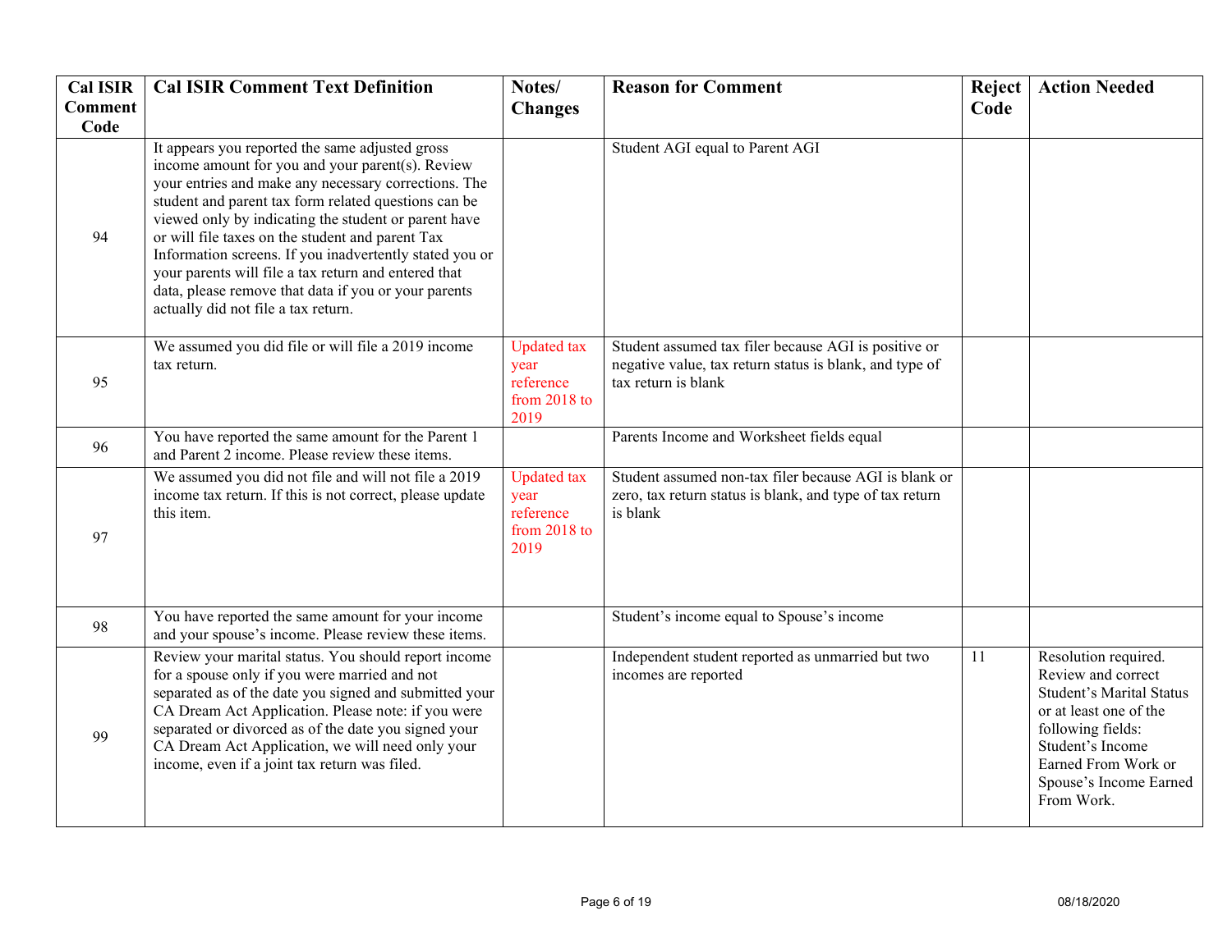| Cal ISIR Comment Code | Cal ISIR Comment Text Definition | Notes/ Changes | Reason for Comment | Reject Code | Action Needed |
|---|---|---|---|---|---|
| 94 | It appears you reported the same adjusted gross income amount for you and your parent(s). Review your entries and make any necessary corrections. The student and parent tax form related questions can be viewed only by indicating the student or parent have or will file taxes on the student and parent Tax Information screens. If you inadvertently stated you or your parents will file a tax return and entered that data, please remove that data if you or your parents actually did not file a tax return. | | Student AGI equal to Parent AGI | | |
| 95 | We assumed you did file or will file a 2019 income tax return. | Updated tax year reference from 2018 to 2019 | Student assumed tax filer because AGI is positive or negative value, tax return status is blank, and type of tax return is blank | | |
| 96 | You have reported the same amount for the Parent 1 and Parent 2 income. Please review these items. | | Parents Income and Worksheet fields equal | | |
| 97 | We assumed you did not file and will not file a 2019 income tax return. If this is not correct, please update this item. | Updated tax year reference from 2018 to 2019 | Student assumed non-tax filer because AGI is blank or zero, tax return status is blank, and type of tax return is blank | | |
| 98 | You have reported the same amount for your income and your spouse's income. Please review these items. | | Student's income equal to Spouse's income | | |
| 99 | Review your marital status. You should report income for a spouse only if you were married and not separated as of the date you signed and submitted your CA Dream Act Application. Please note: if you were separated or divorced as of the date you signed your CA Dream Act Application, we will need only your income, even if a joint tax return was filed. | | Independent student reported as unmarried but two incomes are reported | 11 | Resolution required. Review and correct Student's Marital Status or at least one of the following fields: Student's Income Earned From Work or Spouse's Income Earned From Work. |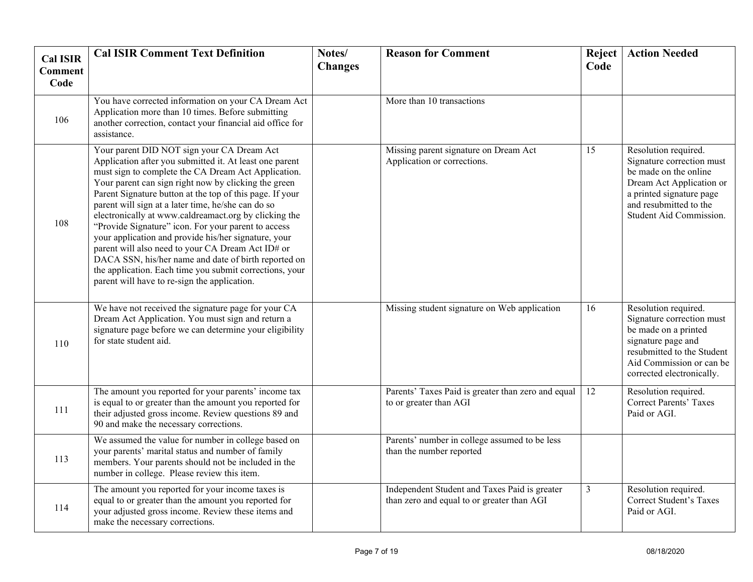| Cal ISIR Comment Code | Cal ISIR Comment Text Definition | Notes/ Changes | Reason for Comment | Reject Code | Action Needed |
|---|---|---|---|---|---|
| 106 | You have corrected information on your CA Dream Act Application more than 10 times. Before submitting another correction, contact your financial aid office for assistance. | | More than 10 transactions | | |
| 108 | Your parent DID NOT sign your CA Dream Act Application after you submitted it. At least one parent must sign to complete the CA Dream Act Application. Your parent can sign right now by clicking the green Parent Signature button at the top of this page. If your parent will sign at a later time, he/she can do so electronically at www.caldreamact.org by clicking the "Provide Signature" icon. For your parent to access your application and provide his/her signature, your parent will also need to your CA Dream Act ID# or DACA SSN, his/her name and date of birth reported on the application. Each time you submit corrections, your parent will have to re-sign the application. | | Missing parent signature on Dream Act Application or corrections. | 15 | Resolution required. Signature correction must be made on the online Dream Act Application or a printed signature page and resubmitted to the Student Aid Commission. |
| 110 | We have not received the signature page for your CA Dream Act Application. You must sign and return a signature page before we can determine your eligibility for state student aid. | | Missing student signature on Web application | 16 | Resolution required. Signature correction must be made on a printed signature page and resubmitted to the Student Aid Commission or can be corrected electronically. |
| 111 | The amount you reported for your parents' income tax is equal to or greater than the amount you reported for their adjusted gross income. Review questions 89 and 90 and make the necessary corrections. | | Parents' Taxes Paid is greater than zero and equal to or greater than AGI | 12 | Resolution required. Correct Parents' Taxes Paid or AGI. |
| 113 | We assumed the value for number in college based on your parents' marital status and number of family members. Your parents should not be included in the number in college. Please review this item. | | Parents' number in college assumed to be less than the number reported | | |
| 114 | The amount you reported for your income taxes is equal to or greater than the amount you reported for your adjusted gross income. Review these items and make the necessary corrections. | | Independent Student and Taxes Paid is greater than zero and equal to or greater than AGI | 3 | Resolution required. Correct Student's Taxes Paid or AGI. |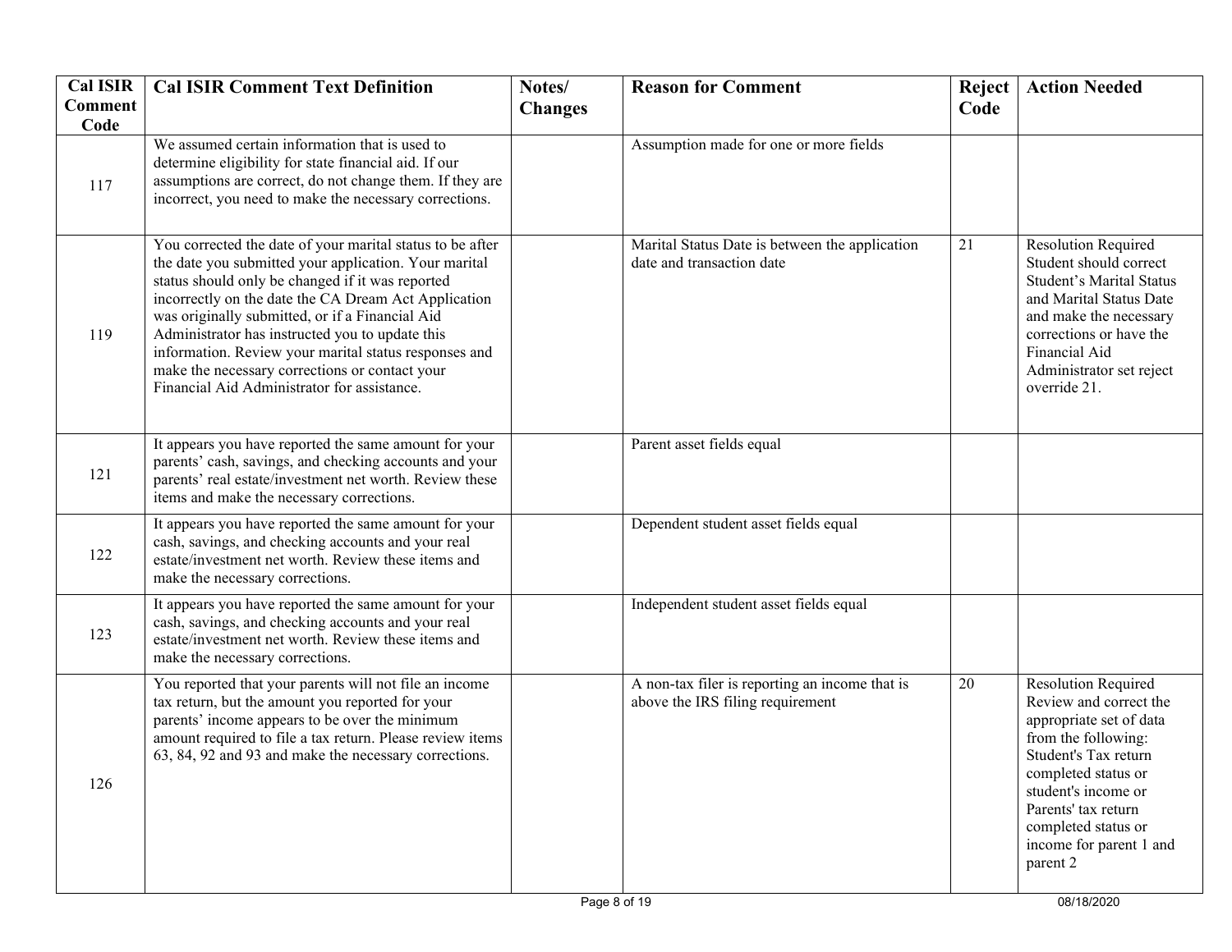| Cal ISIR Comment Code | Cal ISIR Comment Text Definition | Notes/ Changes | Reason for Comment | Reject Code | Action Needed |
|---|---|---|---|---|---|
| 117 | We assumed certain information that is used to determine eligibility for state financial aid. If our assumptions are correct, do not change them. If they are incorrect, you need to make the necessary corrections. | | Assumption made for one or more fields | | |
| 119 | You corrected the date of your marital status to be after the date you submitted your application. Your marital status should only be changed if it was reported incorrectly on the date the CA Dream Act Application was originally submitted, or if a Financial Aid Administrator has instructed you to update this information. Review your marital status responses and make the necessary corrections or contact your Financial Aid Administrator for assistance. | | Marital Status Date is between the application date and transaction date | 21 | Resolution Required Student should correct Student's Marital Status and Marital Status Date and make the necessary corrections or have the Financial Aid Administrator set reject override 21. |
| 121 | It appears you have reported the same amount for your parents' cash, savings, and checking accounts and your parents' real estate/investment net worth. Review these items and make the necessary corrections. | | Parent asset fields equal | | |
| 122 | It appears you have reported the same amount for your cash, savings, and checking accounts and your real estate/investment net worth. Review these items and make the necessary corrections. | | Dependent student asset fields equal | | |
| 123 | It appears you have reported the same amount for your cash, savings, and checking accounts and your real estate/investment net worth. Review these items and make the necessary corrections. | | Independent student asset fields equal | | |
| 126 | You reported that your parents will not file an income tax return, but the amount you reported for your parents' income appears to be over the minimum amount required to file a tax return. Please review items 63, 84, 92 and 93 and make the necessary corrections. | | A non-tax filer is reporting an income that is above the IRS filing requirement | 20 | Resolution Required Review and correct the appropriate set of data from the following: Student's Tax return completed status or student's income or Parents' tax return completed status or income for parent 1 and parent 2 |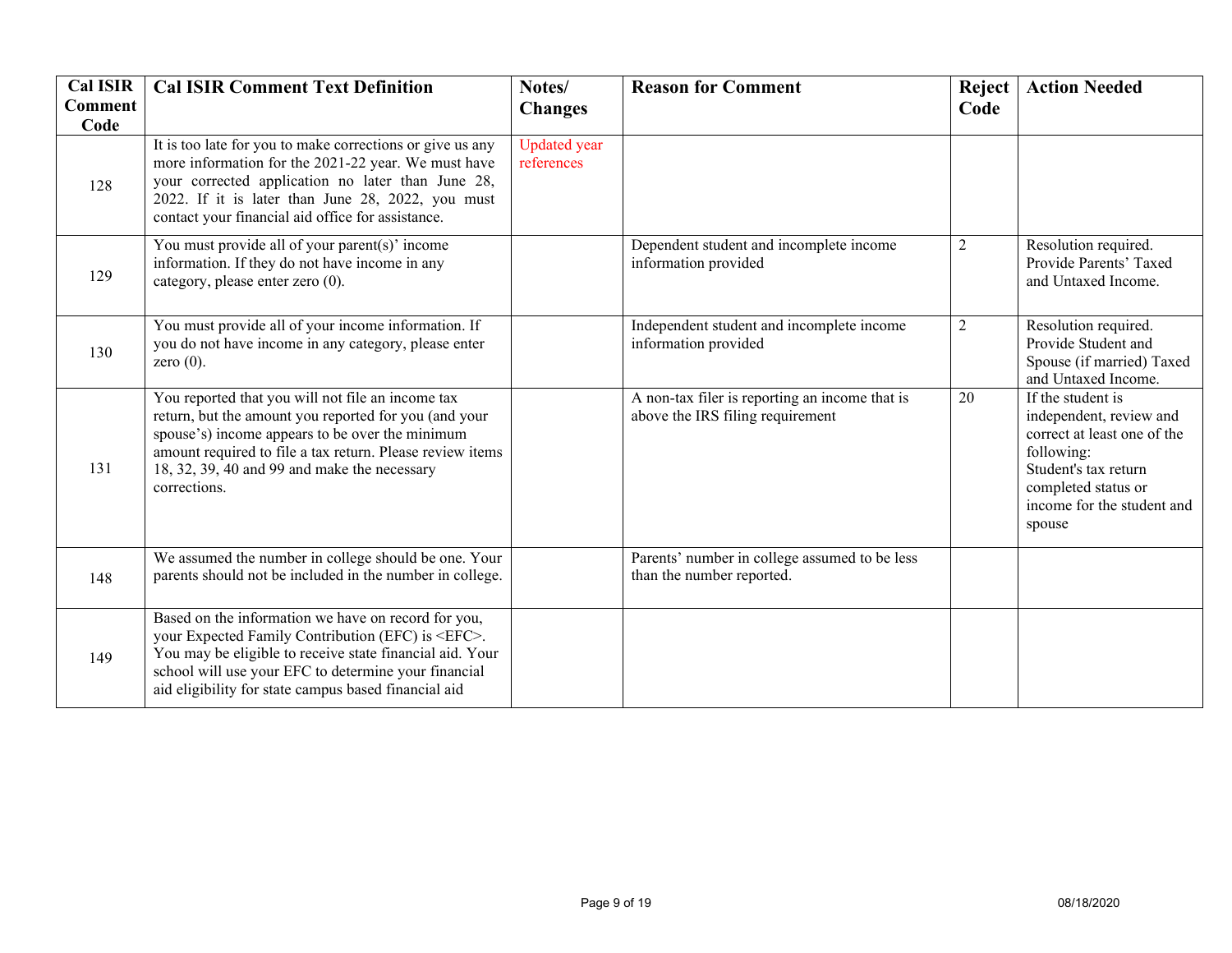| Cal ISIR Comment Code | Cal ISIR Comment Text Definition | Notes/ Changes | Reason for Comment | Reject Code | Action Needed |
|---|---|---|---|---|---|
| 128 | It is too late for you to make corrections or give us any more information for the 2021-22 year. We must have your corrected application no later than June 28, 2022. If it is later than June 28, 2022, you must contact your financial aid office for assistance. | Updated year references | | | |
| 129 | You must provide all of your parent(s)' income information. If they do not have income in any category, please enter zero (0). | | Dependent student and incomplete income information provided | 2 | Resolution required. Provide Parents' Taxed and Untaxed Income. |
| 130 | You must provide all of your income information. If you do not have income in any category, please enter zero (0). | | Independent student and incomplete income information provided | 2 | Resolution required. Provide Student and Spouse (if married) Taxed and Untaxed Income. |
| 131 | You reported that you will not file an income tax return, but the amount you reported for you (and your spouse's) income appears to be over the minimum amount required to file a tax return. Please review items 18, 32, 39, 40 and 99 and make the necessary corrections. | | A non-tax filer is reporting an income that is above the IRS filing requirement | 20 | If the student is independent, review and correct at least one of the following: Student's tax return completed status or income for the student and spouse |
| 148 | We assumed the number in college should be one. Your parents should not be included in the number in college. | | Parents' number in college assumed to be less than the number reported. | | |
| 149 | Based on the information we have on record for you, your Expected Family Contribution (EFC) is <EFC>. You may be eligible to receive state financial aid. Your school will use your EFC to determine your financial aid eligibility for state campus based financial aid | | | | |

08/18/2020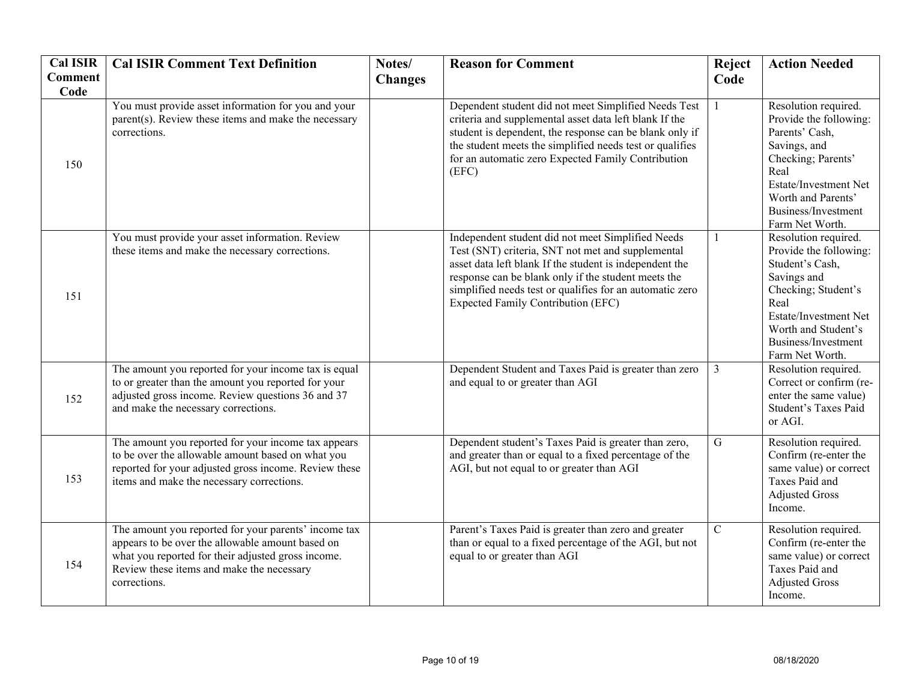| Cal ISIR Comment Code | Cal ISIR Comment Text Definition | Notes/ Changes | Reason for Comment | Reject Code | Action Needed |
|---|---|---|---|---|---|
| 150 | You must provide asset information for you and your parent(s). Review these items and make the necessary corrections. | | Dependent student did not meet Simplified Needs Test criteria and supplemental asset data left blank If the student is dependent, the response can be blank only if the student meets the simplified needs test or qualifies for an automatic zero Expected Family Contribution (EFC) | 1 | Resolution required. Provide the following: Parents' Cash, Savings, and Checking; Parents' Real Estate/Investment Net Worth and Parents' Business/Investment Farm Net Worth. |
| 151 | You must provide your asset information. Review these items and make the necessary corrections. | | Independent student did not meet Simplified Needs Test (SNT) criteria, SNT not met and supplemental asset data left blank If the student is independent the response can be blank only if the student meets the simplified needs test or qualifies for an automatic zero Expected Family Contribution (EFC) | 1 | Resolution required. Provide the following: Student's Cash, Savings and Checking; Student's Real Estate/Investment Net Worth and Student's Business/Investment Farm Net Worth. |
| 152 | The amount you reported for your income tax is equal to or greater than the amount you reported for your adjusted gross income. Review questions 36 and 37 and make the necessary corrections. | | Dependent Student and Taxes Paid is greater than zero and equal to or greater than AGI | 3 | Resolution required. Correct or confirm (re-enter the same value) Student's Taxes Paid or AGI. |
| 153 | The amount you reported for your income tax appears to be over the allowable amount based on what you reported for your adjusted gross income. Review these items and make the necessary corrections. | | Dependent student's Taxes Paid is greater than zero, and greater than or equal to a fixed percentage of the AGI, but not equal to or greater than AGI | G | Resolution required. Confirm (re-enter the same value) or correct Taxes Paid and Adjusted Gross Income. |
| 154 | The amount you reported for your parents' income tax appears to be over the allowable amount based on what you reported for their adjusted gross income. Review these items and make the necessary corrections. | | Parent's Taxes Paid is greater than zero and greater than or equal to a fixed percentage of the AGI, but not equal to or greater than AGI | C | Resolution required. Confirm (re-enter the same value) or correct Taxes Paid and Adjusted Gross Income. |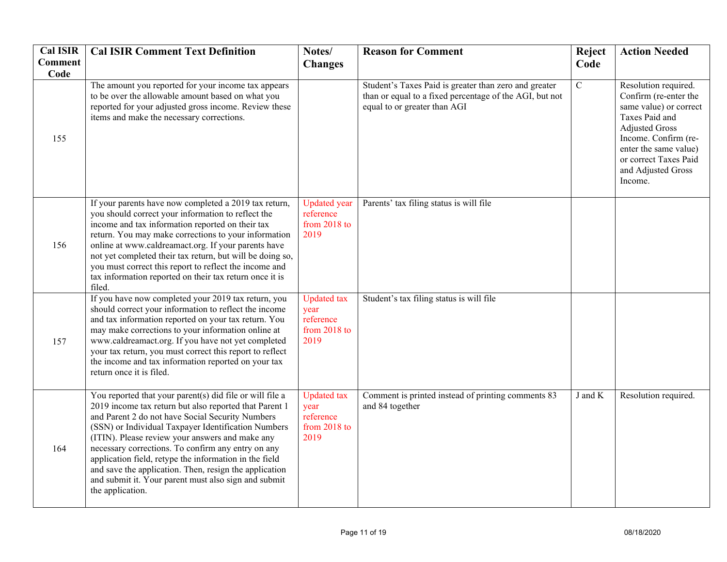| Cal ISIR Comment Code | Cal ISIR Comment Text Definition | Notes/ Changes | Reason for Comment | Reject Code | Action Needed |
|---|---|---|---|---|---|
| 155 | The amount you reported for your income tax appears to be over the allowable amount based on what you reported for your adjusted gross income. Review these items and make the necessary corrections. | | Student's Taxes Paid is greater than zero and greater than or equal to a fixed percentage of the AGI, but not equal to or greater than AGI | C | Resolution required. Confirm (re-enter the same value) or correct Taxes Paid and Adjusted Gross Income. Confirm (re-enter the same value) or correct Taxes Paid and Adjusted Gross Income. |
| 156 | If your parents have now completed a 2019 tax return, you should correct your information to reflect the income and tax information reported on their tax return. You may make corrections to your information online at www.caldreamact.org. If your parents have not yet completed their tax return, but will be doing so, you must correct this report to reflect the income and tax information reported on their tax return once it is filed. | Updated year reference from 2018 to 2019 | Parents' tax filing status is will file | | |
| 157 | If you have now completed your 2019 tax return, you should correct your information to reflect the income and tax information reported on your tax return. You may make corrections to your information online at www.caldreamact.org. If you have not yet completed your tax return, you must correct this report to reflect the income and tax information reported on your tax return once it is filed. | Updated tax year reference from 2018 to 2019 | Student's tax filing status is will file | | |
| 164 | You reported that your parent(s) did file or will file a 2019 income tax return but also reported that Parent 1 and Parent 2 do not have Social Security Numbers (SSN) or Individual Taxpayer Identification Numbers (ITIN). Please review your answers and make any necessary corrections. To confirm any entry on any application field, retype the information in the field and save the application. Then, resign the application and submit it. Your parent must also sign and submit the application. | Updated tax year reference from 2018 to 2019 | Comment is printed instead of printing comments 83 and 84 together | J and K | Resolution required. |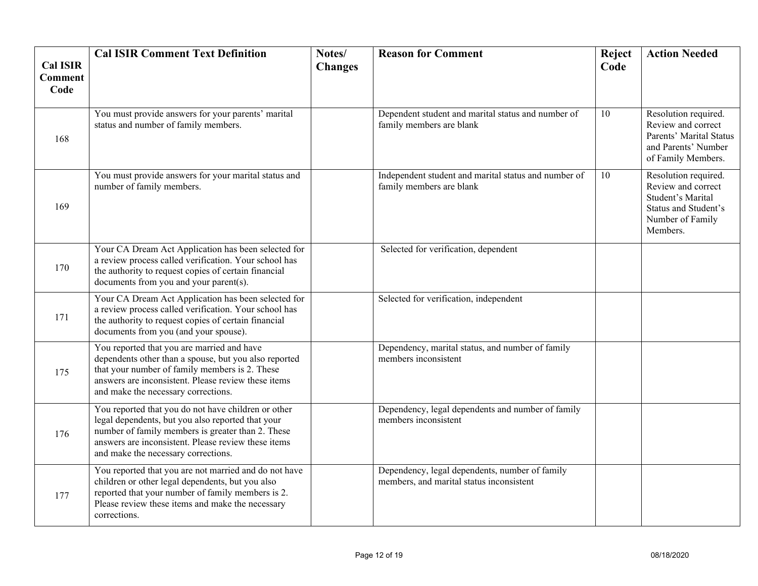| Cal ISIR Comment Code | Cal ISIR Comment Text Definition | Notes/ Changes | Reason for Comment | Reject Code | Action Needed |
|---|---|---|---|---|---|
| 168 | You must provide answers for your parents' marital status and number of family members. | | Dependent student and marital status and number of family members are blank | 10 | Resolution required. Review and correct Parents' Marital Status and Parents' Number of Family Members. |
| 169 | You must provide answers for your marital status and number of family members. | | Independent student and marital status and number of family members are blank | 10 | Resolution required. Review and correct Student's Marital Status and Student's Number of Family Members. |
| 170 | Your CA Dream Act Application has been selected for a review process called verification. Your school has the authority to request copies of certain financial documents from you and your parent(s). | | Selected for verification, dependent | | |
| 171 | Your CA Dream Act Application has been selected for a review process called verification. Your school has the authority to request copies of certain financial documents from you (and your spouse). | | Selected for verification, independent | | |
| 175 | You reported that you are married and have dependents other than a spouse, but you also reported that your number of family members is 2. These answers are inconsistent. Please review these items and make the necessary corrections. | | Dependency, marital status, and number of family members inconsistent | | |
| 176 | You reported that you do not have children or other legal dependents, but you also reported that your number of family members is greater than 2. These answers are inconsistent. Please review these items and make the necessary corrections. | | Dependency, legal dependents and number of family members inconsistent | | |
| 177 | You reported that you are not married and do not have children or other legal dependents, but you also reported that your number of family members is 2. Please review these items and make the necessary corrections. | | Dependency, legal dependents, number of family members, and marital status inconsistent | | |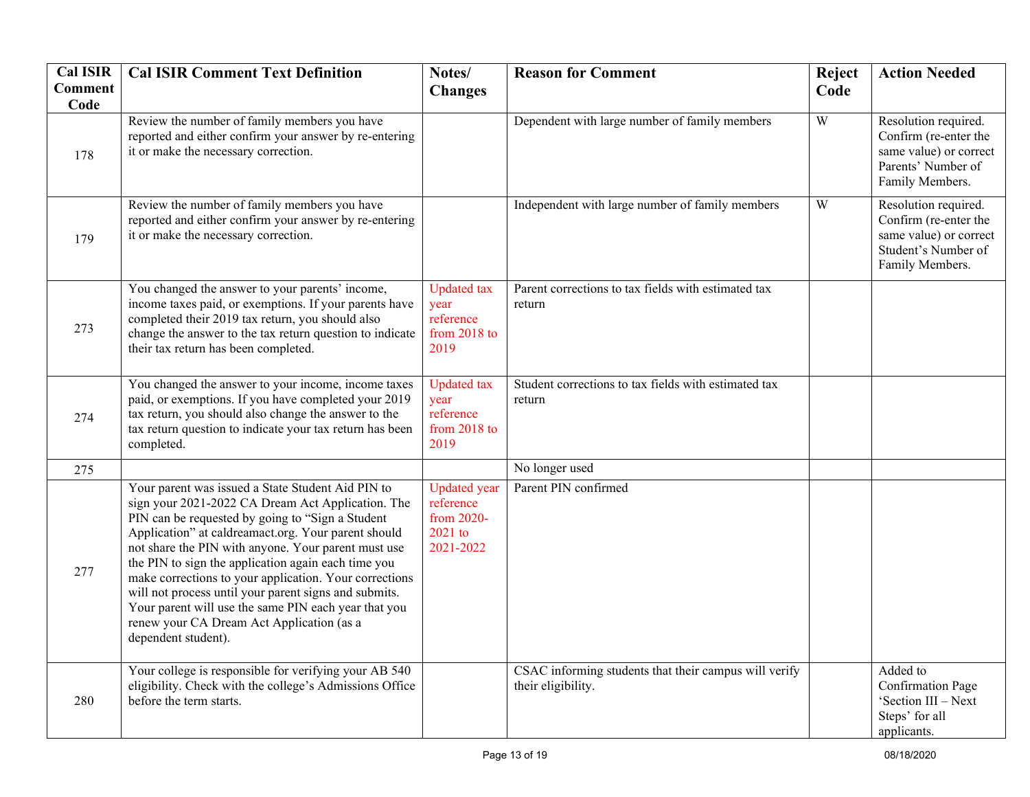| Cal ISIR Comment Code | Cal ISIR Comment Text Definition | Notes/ Changes | Reason for Comment | Reject Code | Action Needed |
|---|---|---|---|---|---|
| 178 | Review the number of family members you have reported and either confirm your answer by re-entering it or make the necessary correction. | | Dependent with large number of family members | W | Resolution required. Confirm (re-enter the same value) or correct Parents' Number of Family Members. |
| 179 | Review the number of family members you have reported and either confirm your answer by re-entering it or make the necessary correction. | | Independent with large number of family members | W | Resolution required. Confirm (re-enter the same value) or correct Student's Number of Family Members. |
| 273 | You changed the answer to your parents' income, income taxes paid, or exemptions. If your parents have completed their 2019 tax return, you should also change the answer to the tax return question to indicate their tax return has been completed. | Updated tax year reference from 2018 to 2019 | Parent corrections to tax fields with estimated tax return | | |
| 274 | You changed the answer to your income, income taxes paid, or exemptions. If you have completed your 2019 tax return, you should also change the answer to the tax return question to indicate your tax return has been completed. | Updated tax year reference from 2018 to 2019 | Student corrections to tax fields with estimated tax return | | |
| 275 | | | No longer used | | |
| 277 | Your parent was issued a State Student Aid PIN to sign your 2021-2022 CA Dream Act Application. The PIN can be requested by going to "Sign a Student Application" at caldreamact.org. Your parent should not share the PIN with anyone. Your parent must use the PIN to sign the application again each time you make corrections to your application. Your corrections will not process until your parent signs and submits. Your parent will use the same PIN each year that you renew your CA Dream Act Application (as a dependent student). | Updated year reference from 2020-2021 to 2021-2022 | Parent PIN confirmed | | |
| 280 | Your college is responsible for verifying your AB 540 eligibility. Check with the college's Admissions Office before the term starts. | | CSAC informing students that their campus will verify their eligibility. | | Added to Confirmation Page 'Section III – Next Steps' for all applicants. |

08/18/2020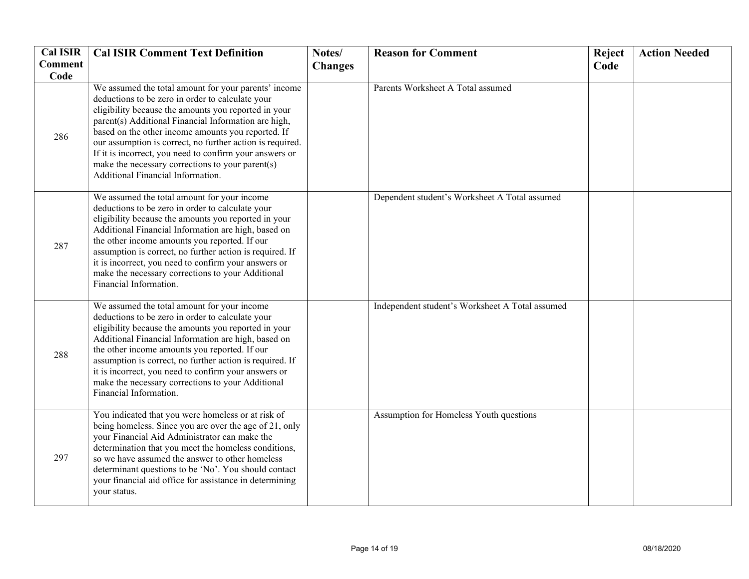| Cal ISIR Comment Code | Cal ISIR Comment Text Definition | Notes/ Changes | Reason for Comment | Reject Code | Action Needed |
|---|---|---|---|---|---|
| 286 | We assumed the total amount for your parents' income deductions to be zero in order to calculate your eligibility because the amounts you reported in your parent(s) Additional Financial Information are high, based on the other income amounts you reported. If our assumption is correct, no further action is required. If it is incorrect, you need to confirm your answers or make the necessary corrections to your parent(s) Additional Financial Information. | | Parents Worksheet A Total assumed | | |
| 287 | We assumed the total amount for your income deductions to be zero in order to calculate your eligibility because the amounts you reported in your Additional Financial Information are high, based on the other income amounts you reported. If our assumption is correct, no further action is required. If it is incorrect, you need to confirm your answers or make the necessary corrections to your Additional Financial Information. | | Dependent student's Worksheet A Total assumed | | |
| 288 | We assumed the total amount for your income deductions to be zero in order to calculate your eligibility because the amounts you reported in your Additional Financial Information are high, based on the other income amounts you reported. If our assumption is correct, no further action is required. If it is incorrect, you need to confirm your answers or make the necessary corrections to your Additional Financial Information. | | Independent student's Worksheet A Total assumed | | |
| 297 | You indicated that you were homeless or at risk of being homeless. Since you are over the age of 21, only your Financial Aid Administrator can make the determination that you meet the homeless conditions, so we have assumed the answer to other homeless determinant questions to be 'No'. You should contact your financial aid office for assistance in determining your status. | | Assumption for Homeless Youth questions | | |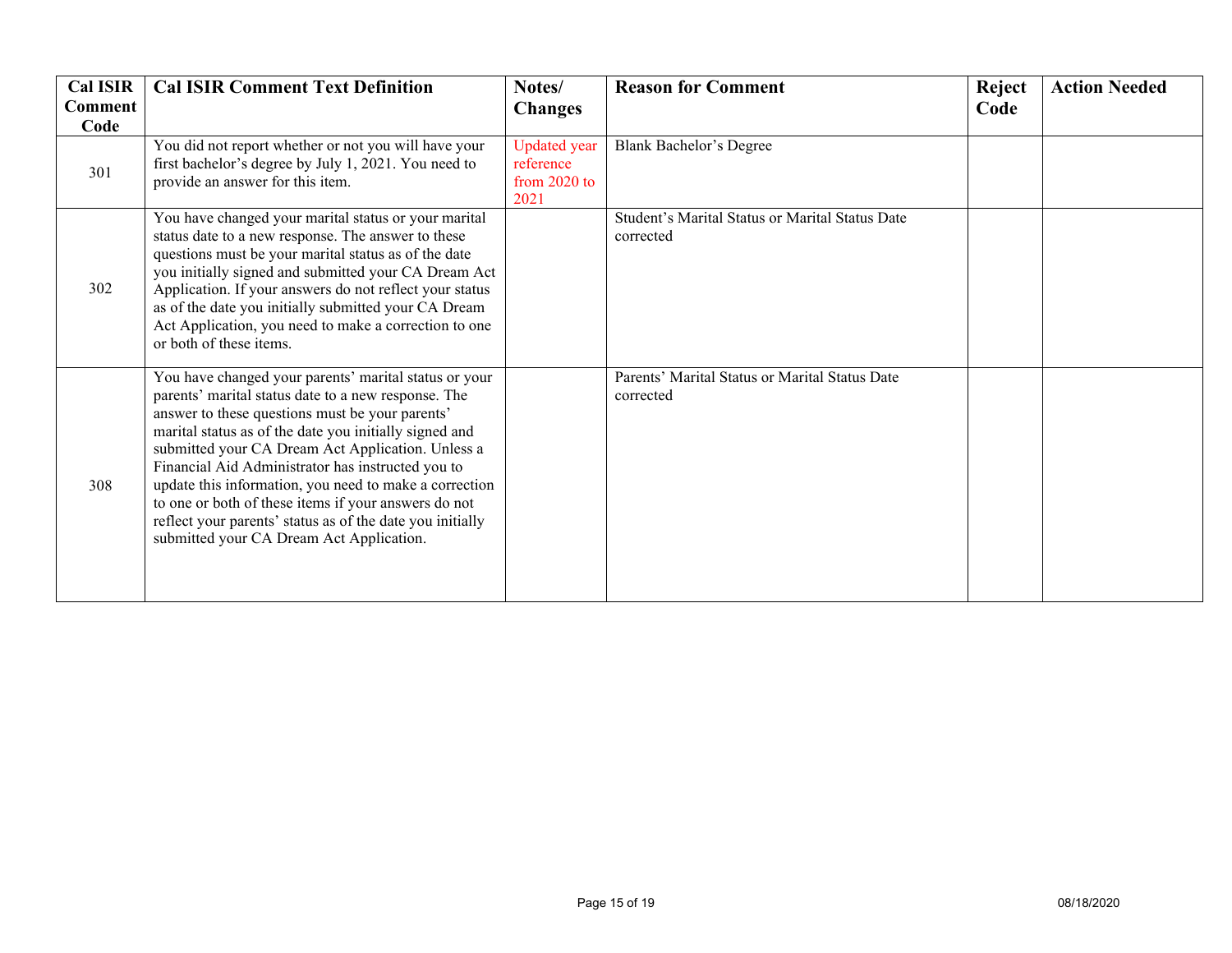| Cal ISIR Comment Code | Cal ISIR Comment Text Definition | Notes/ Changes | Reason for Comment | Reject Code | Action Needed |
|---|---|---|---|---|---|
| 301 | You did not report whether or not you will have your first bachelor's degree by July 1, 2021. You need to provide an answer for this item. | Updated year reference from 2020 to 2021 | Blank Bachelor's Degree | | |
| 302 | You have changed your marital status or your marital status date to a new response. The answer to these questions must be your marital status as of the date you initially signed and submitted your CA Dream Act Application. If your answers do not reflect your status as of the date you initially submitted your CA Dream Act Application, you need to make a correction to one or both of these items. | | Student's Marital Status or Marital Status Date corrected | | |
| 308 | You have changed your parents' marital status or your parents' marital status date to a new response. The answer to these questions must be your parents' marital status as of the date you initially signed and submitted your CA Dream Act Application. Unless a Financial Aid Administrator has instructed you to update this information, you need to make a correction to one or both of these items if your answers do not reflect your parents' status as of the date you initially submitted your CA Dream Act Application. | | Parents' Marital Status or Marital Status Date corrected | | |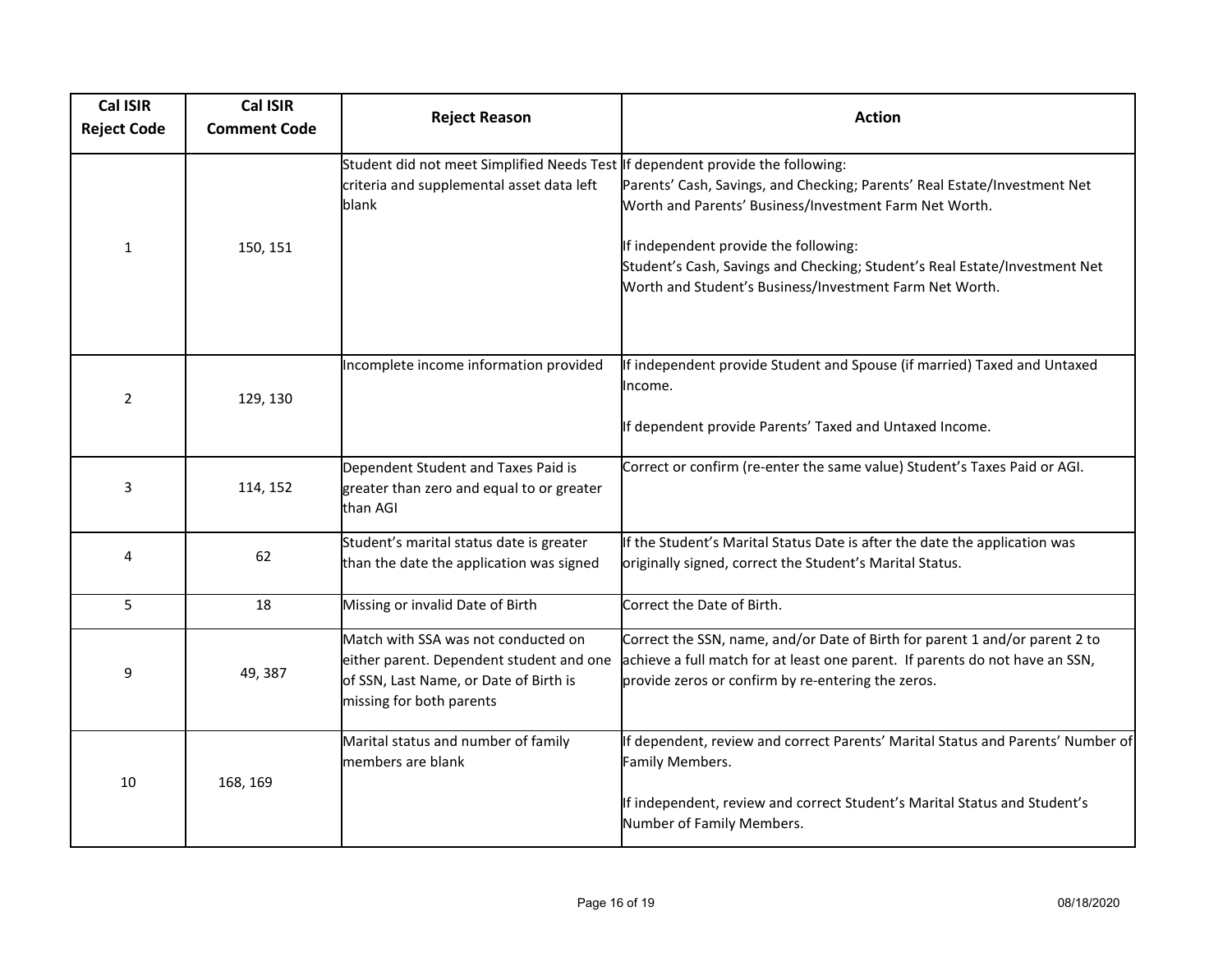| Cal ISIR Reject Code | Cal ISIR Comment Code | Reject Reason | Action |
|---|---|---|---|
| 1 | 150, 151 | Student did not meet Simplified Needs Test criteria and supplemental asset data left blank | If dependent provide the following:<br>Parents' Cash, Savings, and Checking; Parents' Real Estate/Investment Net Worth and Parents' Business/Investment Farm Net Worth.<br><br>If independent provide the following:<br>Student's Cash, Savings and Checking; Student's Real Estate/Investment Net Worth and Student's Business/Investment Farm Net Worth. |
| 2 | 129, 130 | Incomplete income information provided | If independent provide Student and Spouse (if married) Taxed and Untaxed Income.<br><br>If dependent provide Parents' Taxed and Untaxed Income. |
| 3 | 114, 152 | Dependent Student and Taxes Paid is greater than zero and equal to or greater than AGI | Correct or confirm (re-enter the same value) Student's Taxes Paid or AGI. |
| 4 | 62 | Student's marital status date is greater than the date the application was signed | If the Student's Marital Status Date is after the date the application was originally signed, correct the Student's Marital Status. |
| 5 | 18 | Missing or invalid Date of Birth | Correct the Date of Birth. |
| 9 | 49, 387 | Match with SSA was not conducted on either parent. Dependent student and one of SSN, Last Name, or Date of Birth is missing for both parents | Correct the SSN, name, and/or Date of Birth for parent 1 and/or parent 2 to achieve a full match for at least one parent. If parents do not have an SSN, provide zeros or confirm by re-entering the zeros. |
| 10 | 168, 169 | Marital status and number of family members are blank | If dependent, review and correct Parents' Marital Status and Parents' Number of Family Members.<br><br>If independent, review and correct Student's Marital Status and Student's Number of Family Members. |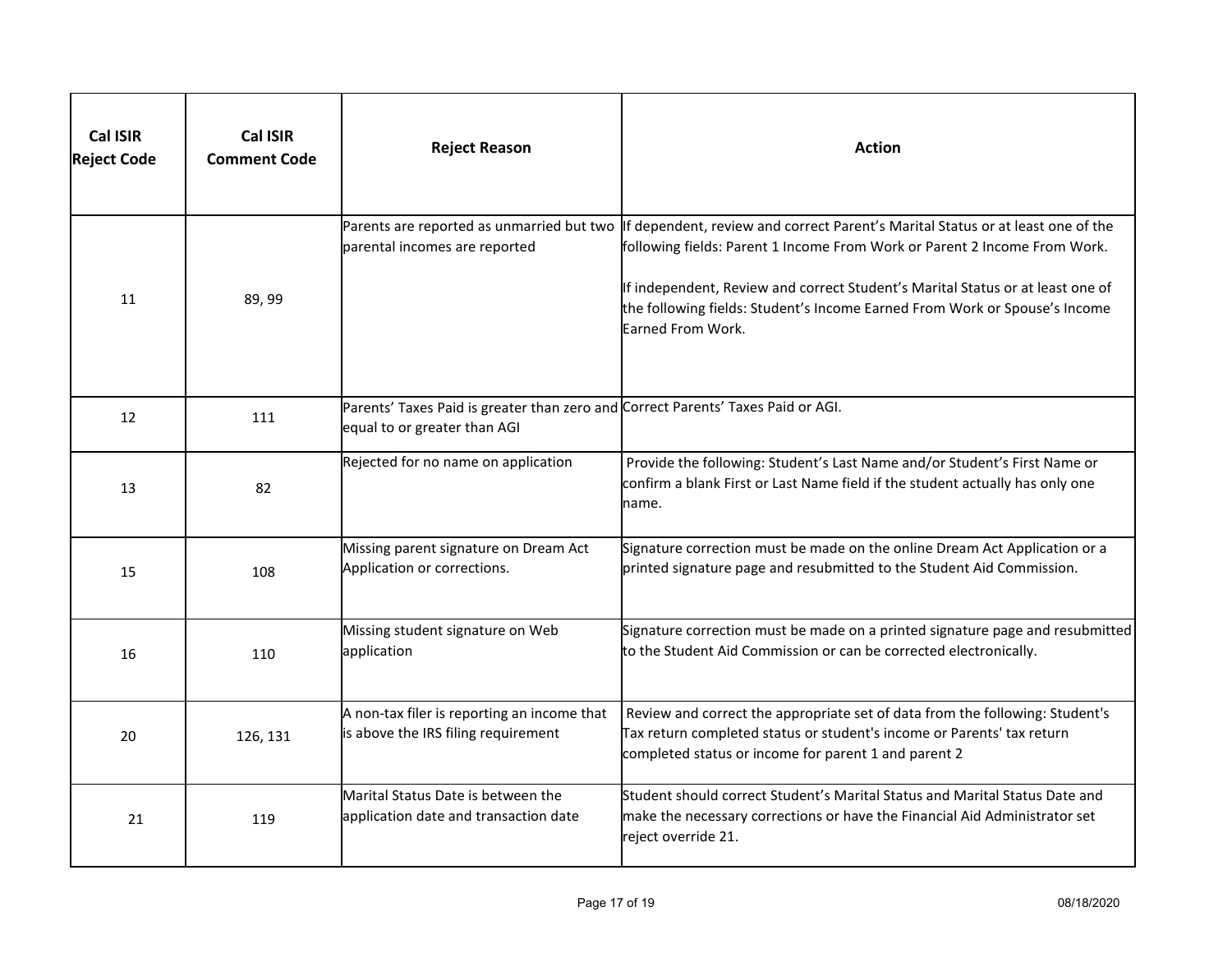| Cal ISIR Reject Code | Cal ISIR Comment Code | Reject Reason | Action |
|---|---|---|---|
| 11 | 89, 99 | Parents are reported as unmarried but two parental incomes are reported | If dependent, review and correct Parent's Marital Status or at least one of the following fields: Parent 1 Income From Work or Parent 2 Income From Work.<br><br>If independent, Review and correct Student's Marital Status or at least one of the following fields: Student's Income Earned From Work or Spouse's Income Earned From Work. |
| 12 | 111 | Parents' Taxes Paid is greater than zero and equal to or greater than AGI | Correct Parents' Taxes Paid or AGI. |
| 13 | 82 | Rejected for no name on application | Provide the following: Student's Last Name and/or Student's First Name or confirm a blank First or Last Name field if the student actually has only one name. |
| 15 | 108 | Missing parent signature on Dream Act Application or corrections. | Signature correction must be made on the online Dream Act Application or a printed signature page and resubmitted to the Student Aid Commission. |
| 16 | 110 | Missing student signature on Web application | Signature correction must be made on a printed signature page and resubmitted to the Student Aid Commission or can be corrected electronically. |
| 20 | 126, 131 | A non-tax filer is reporting an income that is above the IRS filing requirement | Review and correct the appropriate set of data from the following: Student's Tax return completed status or student's income or Parents' tax return completed status or income for parent 1 and parent 2 |
| 21 | 119 | Marital Status Date is between the application date and transaction date | Student should correct Student's Marital Status and Marital Status Date and make the necessary corrections or have the Financial Aid Administrator set reject override 21. |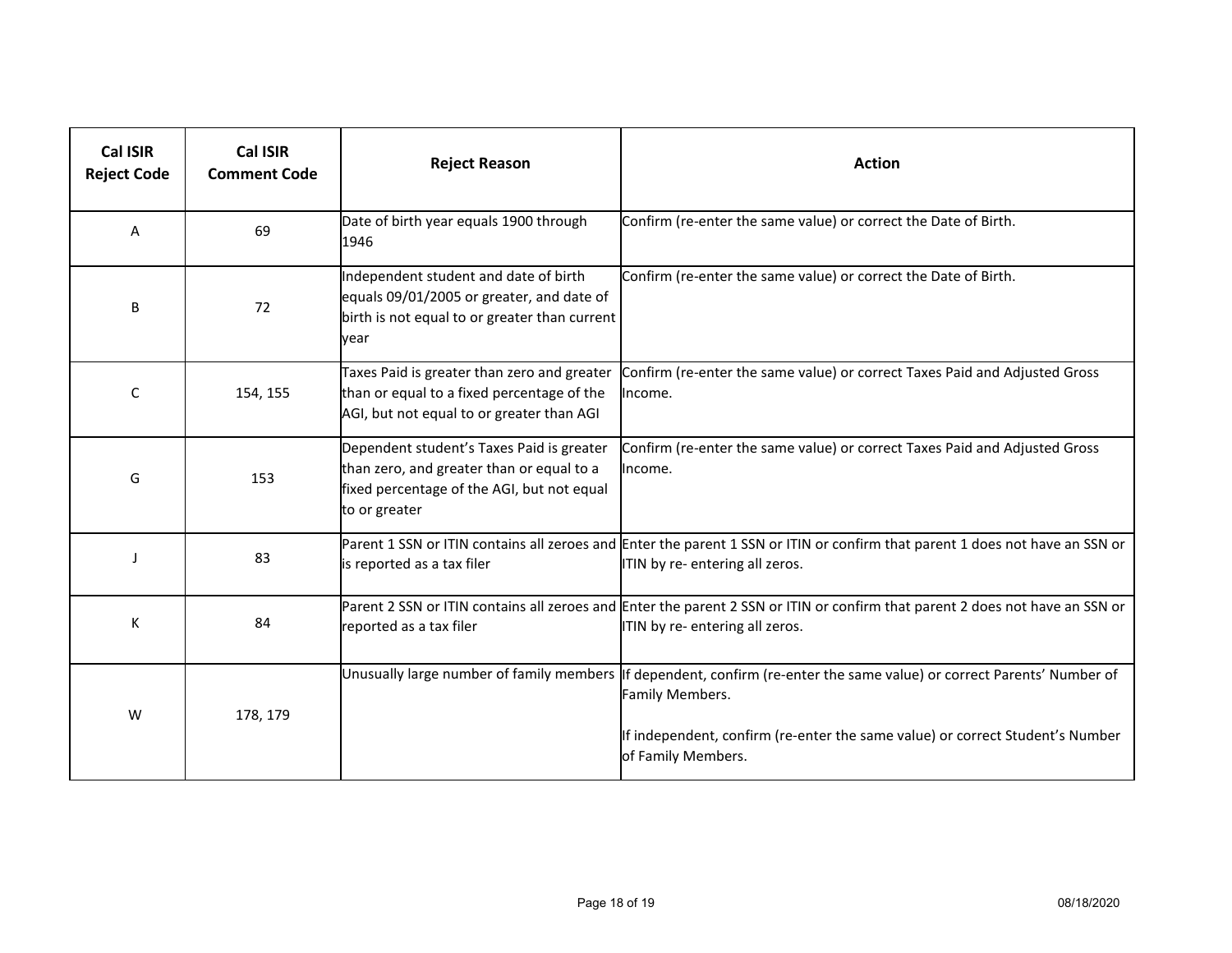| Cal ISIR Reject Code | Cal ISIR Comment Code | Reject Reason | Action |
| --- | --- | --- | --- |
| A | 69 | Date of birth year equals 1900 through 1946 | Confirm (re-enter the same value) or correct the Date of Birth. |
| B | 72 | Independent student and date of birth equals 09/01/2005 or greater, and date of birth is not equal to or greater than current year | Confirm (re-enter the same value) or correct the Date of Birth. |
| C | 154, 155 | Taxes Paid is greater than zero and greater than or equal to a fixed percentage of the AGI, but not equal to or greater than AGI | Confirm (re-enter the same value) or correct Taxes Paid and Adjusted Gross Income. |
| G | 153 | Dependent student's Taxes Paid is greater than zero, and greater than or equal to a fixed percentage of the AGI, but not equal to or greater | Confirm (re-enter the same value) or correct Taxes Paid and Adjusted Gross Income. |
| J | 83 | Parent 1 SSN or ITIN contains all zeroes and is reported as a tax filer | Enter the parent 1 SSN or ITIN or confirm that parent 1 does not have an SSN or ITIN by re- entering all zeros. |
| K | 84 | Parent 2 SSN or ITIN contains all zeroes and reported as a tax filer | Enter the parent 2 SSN or ITIN or confirm that parent 2 does not have an SSN or ITIN by re- entering all zeros. |
| W | 178, 179 | Unusually large number of family members | If dependent, confirm (re-enter the same value) or correct Parents' Number of Family Members.<br><br>If independent, confirm (re-enter the same value) or correct Student's Number of Family Members. |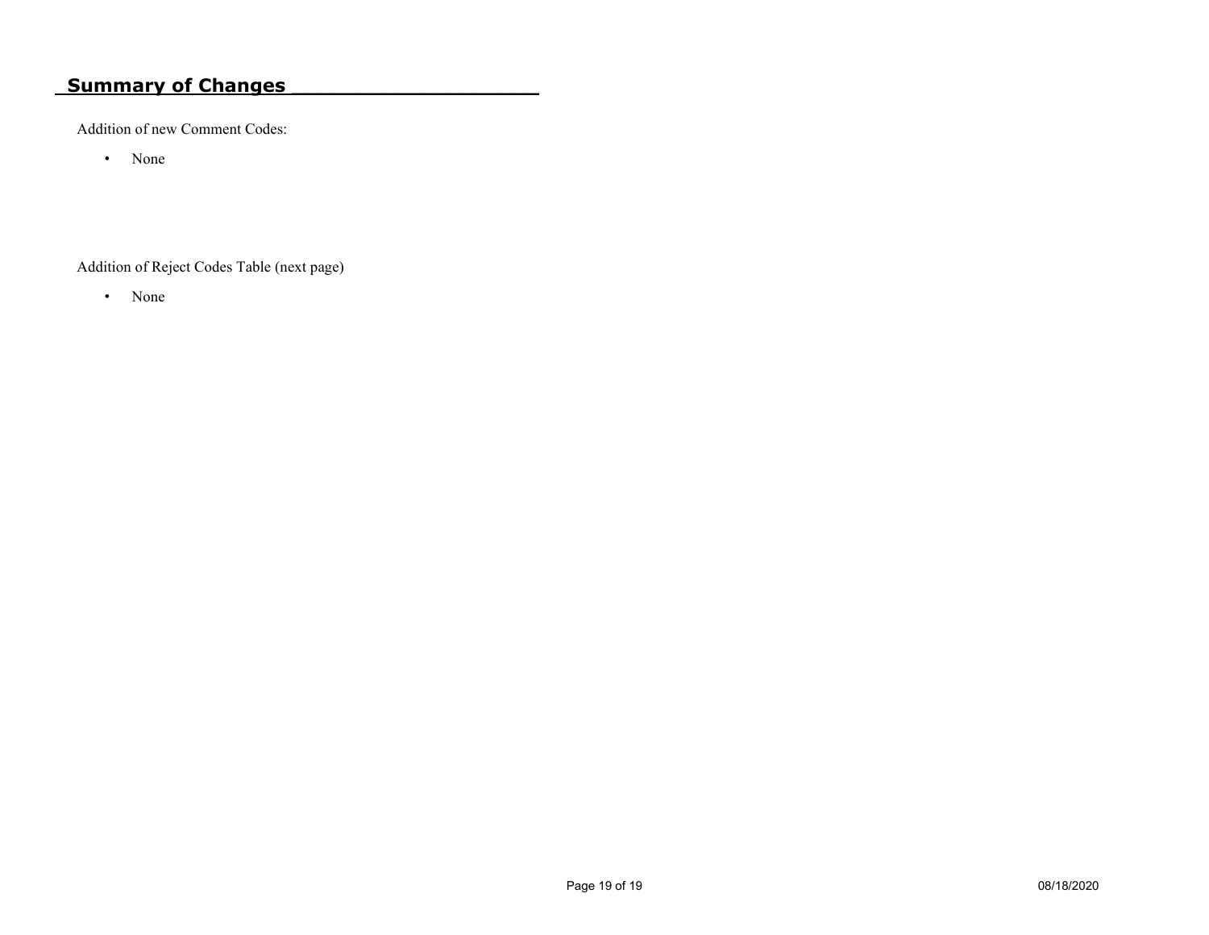## Summary of Changes

Addition of new Comment Codes:

- None

Addition of Reject Codes Table (next page)

- None